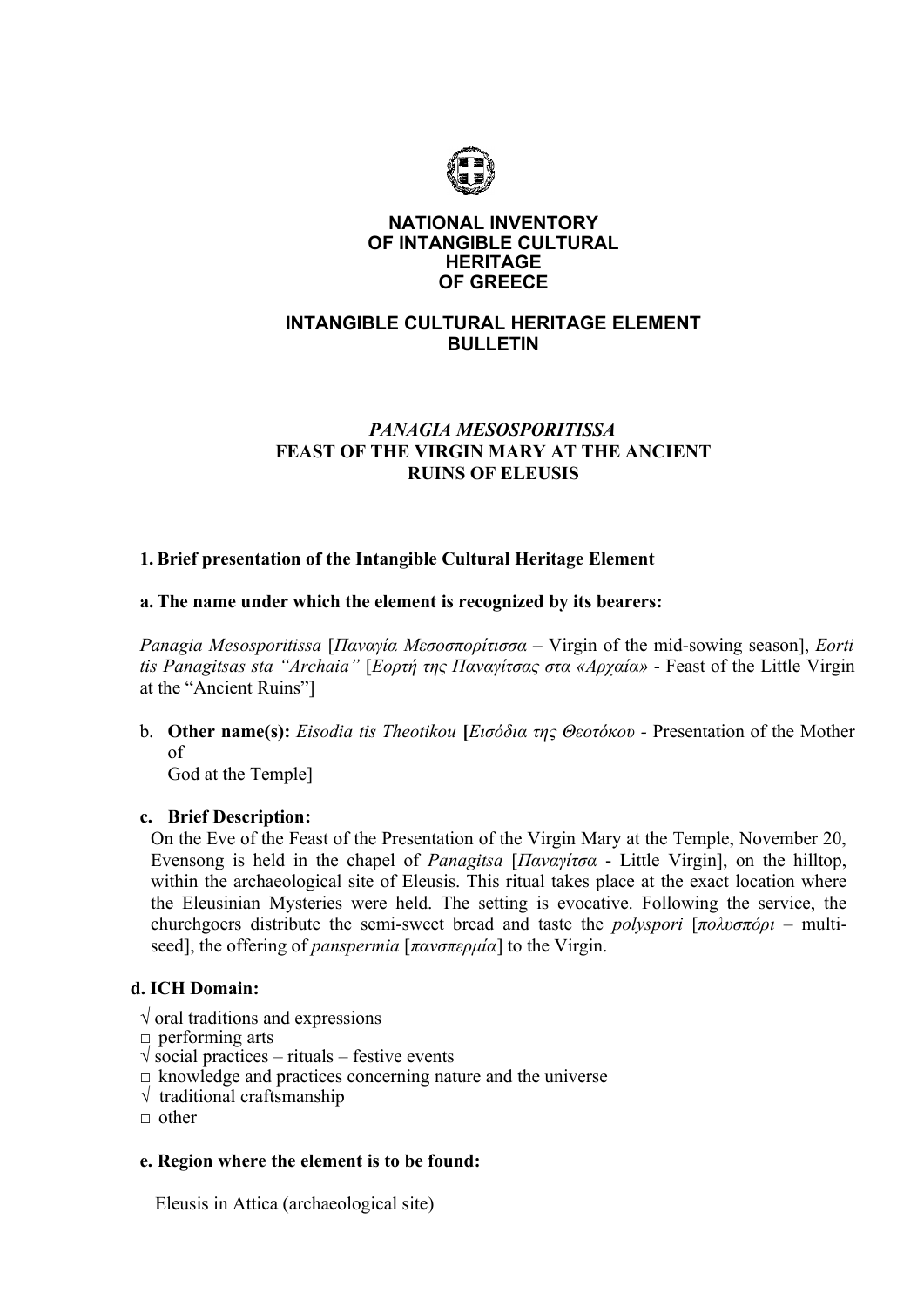# NATIONAL INVENTORY OF INTANGIBLE CULTURAL HERITAGE OF GREECE

## INTANGIBLE CULTURAL HERITAGE ELEMENT BULLETIN

## *PANAGIA MESOSPORITISSA*
## FEAST OF THE VIRGIN MARY AT THE ANCIENT RUINS OF ELEUSIS

### 1. Brief presentation of the Intangible Cultural Heritage Element

**a. The name under which the element is recognized by its bearers:**

*Panagia Mesosporitissa* [*Παναγία Μεσοσπορίτισσα* – Virgin of the mid-sowing season], *Eorti tis Panagitsas sta "Archaia"* [*Εορτή της Παναγίτσας στα «Αρχαία»* - Feast of the Little Virgin at the "Ancient Ruins"]

b. **Other name(s):** *Eisodia tis Theotikou* **[***Εισόδια της Θεοτόκου* - Presentation of the Mother of God at the Temple]

**c. Brief Description:**

On the Eve of the Feast of the Presentation of the Virgin Mary at the Temple, November 20, Evensong is held in the chapel of *Panagitsa* [*Παναγίτσα* - Little Virgin], on the hilltop, within the archaeological site of Eleusis. This ritual takes place at the exact location where the Eleusinian Mysteries were held. The setting is evocative. Following the service, the churchgoers distribute the semi-sweet bread and taste the *polyspori* [*πολυσπόρι* – multi-seed], the offering of *panspermia* [*πανσπερμία*] to the Virgin.

**d. ICH Domain:**

- √ oral traditions and expressions
- □ performing arts
- √ social practices – rituals – festive events
- □ knowledge and practices concerning nature and the universe
- √ traditional craftsmanship
- □ other

**e. Region where the element is to be found:**

Eleusis in Attica (archaeological site)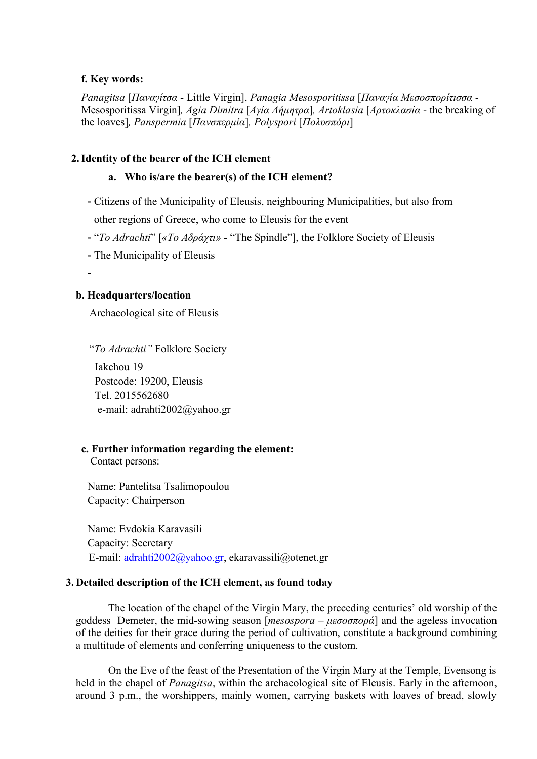**f. Key words:**

*Panagitsa* [*Παναγίτσα* - Little Virgin], *Panagia Mesosporitissa* [*Παναγία Μεσοσπορίτισσα* - Mesosporitissa Virgin]*, Agia Dimitra* [*Αγία Δήμητρα*]*, Artoklasia* [*Αρτοκλασία* - the breaking of the loaves]*, Panspermia* [*Πανσπερμία*]*, Polyspori* [*Πολυσπόρι*]

## 2. Identity of the bearer of the ICH element

### a. Who is/are the bearer(s) of the ICH element?

- Citizens of the Municipality of Eleusis, neighbouring Municipalities, but also from other regions of Greece, who come to Eleusis for the event
- "*To Adrachti*" [*«Το Αδράχτι»* - "The Spindle"], the Folklore Society of Eleusis
- The Municipality of Eleusis
- 

### b. Headquarters/location

Archaeological site of Eleusis

"*To Adrachti"* Folklore Society

Iakchou 19
Postcode: 19200, Eleusis
Tel. 2015562680
e-mail: adrahti2002@yahoo.gr

### c. Further information regarding the element:

Contact persons:

Name: Pantelitsa Tsalimopoulou
Capacity: Chairperson

Name: Evdokia Karavasili
Capacity: Secretary
E-mail: adrahti2002@yahoo.gr, ekaravassili@otenet.gr

## 3. Detailed description of the ICH element, as found today

The location of the chapel of the Virgin Mary, the preceding centuries' old worship of the goddess Demeter, the mid-sowing season [*mesospora – μεσοσπορά*] and the ageless invocation of the deities for their grace during the period of cultivation, constitute a background combining a multitude of elements and conferring uniqueness to the custom.

On the Eve of the feast of the Presentation of the Virgin Mary at the Temple, Evensong is held in the chapel of *Panagitsa*, within the archaeological site of Eleusis. Early in the afternoon, around 3 p.m., the worshippers, mainly women, carrying baskets with loaves of bread, slowly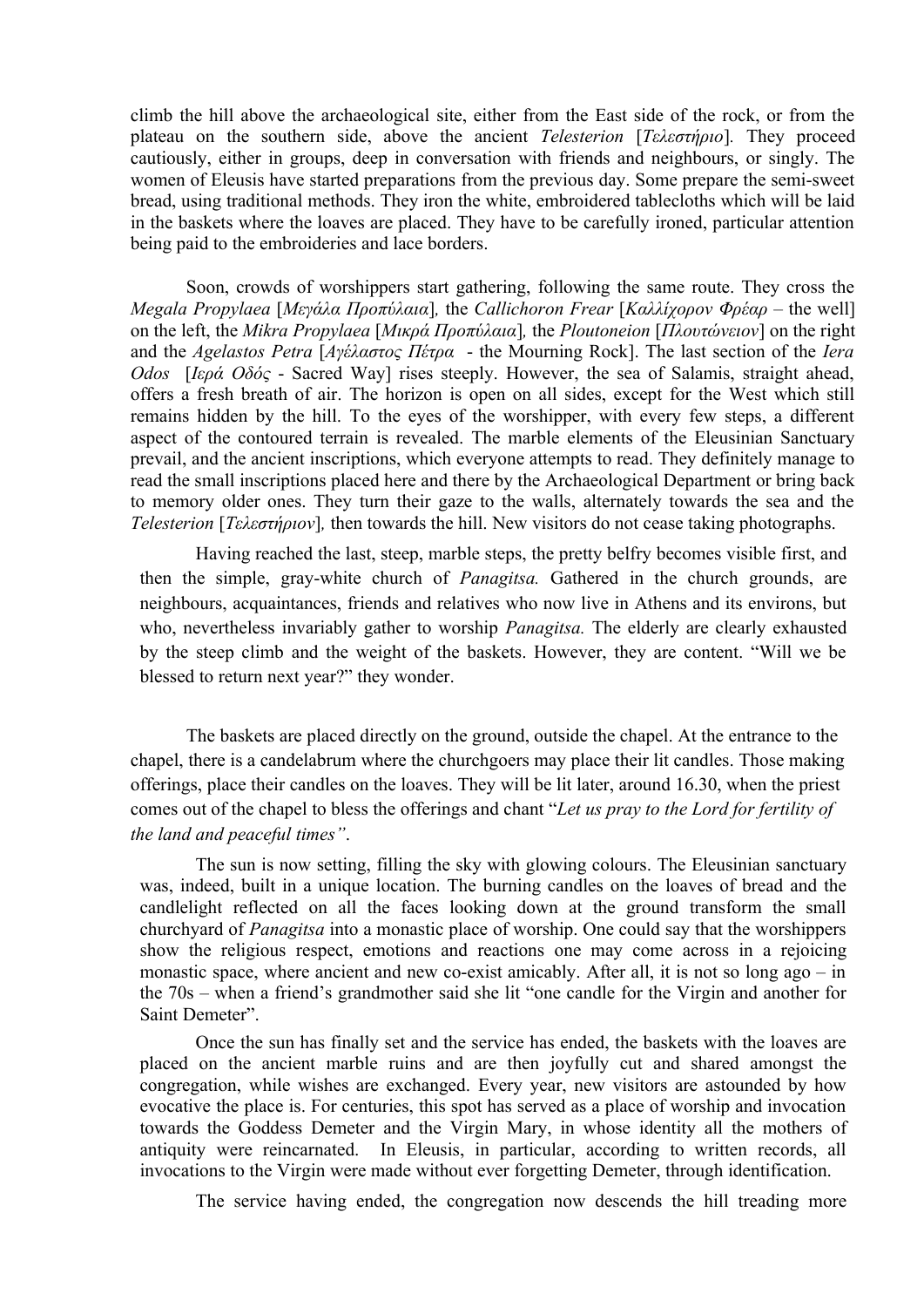climb the hill above the archaeological site, either from the East side of the rock, or from the plateau on the southern side, above the ancient *Telesterion* [*Τελεστήριο*]*.* They proceed cautiously, either in groups, deep in conversation with friends and neighbours, or singly. The women of Eleusis have started preparations from the previous day. Some prepare the semi-sweet bread, using traditional methods. They iron the white, embroidered tablecloths which will be laid in the baskets where the loaves are placed. They have to be carefully ironed, particular attention being paid to the embroideries and lace borders.

Soon, crowds of worshippers start gathering, following the same route. They cross the *Megala Propylaea* [*Μεγάλα Προπύλαια*]*,* the *Callichoron Frear* [*Καλλίχορον Φρέαρ* – the well] on the left, the *Mikra Propylaea* [*Μικρά Προπύλαια*]*,* the *Ploutoneion* [*Πλουτώνειον*] on the right and the *Agelastos Petra* [*Αγέλαστος Πέτρα* - the Mourning Rock]. The last section of the *Iera Odos* [*Ιερά Οδός* - Sacred Way] rises steeply. However, the sea of Salamis, straight ahead, offers a fresh breath of air. The horizon is open on all sides, except for the West which still remains hidden by the hill. To the eyes of the worshipper, with every few steps, a different aspect of the contoured terrain is revealed. The marble elements of the Eleusinian Sanctuary prevail, and the ancient inscriptions, which everyone attempts to read. They definitely manage to read the small inscriptions placed here and there by the Archaeological Department or bring back to memory older ones. They turn their gaze to the walls, alternately towards the sea and the *Telesterion* [*Τελεστήριον*]*,* then towards the hill. New visitors do not cease taking photographs.

Having reached the last, steep, marble steps, the pretty belfry becomes visible first, and then the simple, gray-white church of *Panagitsa.* Gathered in the church grounds, are neighbours, acquaintances, friends and relatives who now live in Athens and its environs, but who, nevertheless invariably gather to worship *Panagitsa.* The elderly are clearly exhausted by the steep climb and the weight of the baskets. However, they are content. "Will we be blessed to return next year?" they wonder.

The baskets are placed directly on the ground, outside the chapel. At the entrance to the chapel, there is a candelabrum where the churchgoers may place their lit candles. Those making offerings, place their candles on the loaves. They will be lit later, around 16.30, when the priest comes out of the chapel to bless the offerings and chant "*Let us pray to the Lord for fertility of the land and peaceful times"*.

The sun is now setting, filling the sky with glowing colours. The Eleusinian sanctuary was, indeed, built in a unique location. The burning candles on the loaves of bread and the candlelight reflected on all the faces looking down at the ground transform the small churchyard of *Panagitsa* into a monastic place of worship. One could say that the worshippers show the religious respect, emotions and reactions one may come across in a rejoicing monastic space, where ancient and new co-exist amicably. After all, it is not so long ago – in the 70s – when a friend's grandmother said she lit "one candle for the Virgin and another for Saint Demeter".

Once the sun has finally set and the service has ended, the baskets with the loaves are placed on the ancient marble ruins and are then joyfully cut and shared amongst the congregation, while wishes are exchanged. Every year, new visitors are astounded by how evocative the place is. For centuries, this spot has served as a place of worship and invocation towards the Goddess Demeter and the Virgin Mary, in whose identity all the mothers of antiquity were reincarnated. In Eleusis, in particular, according to written records, all invocations to the Virgin were made without ever forgetting Demeter, through identification.

The service having ended, the congregation now descends the hill treading more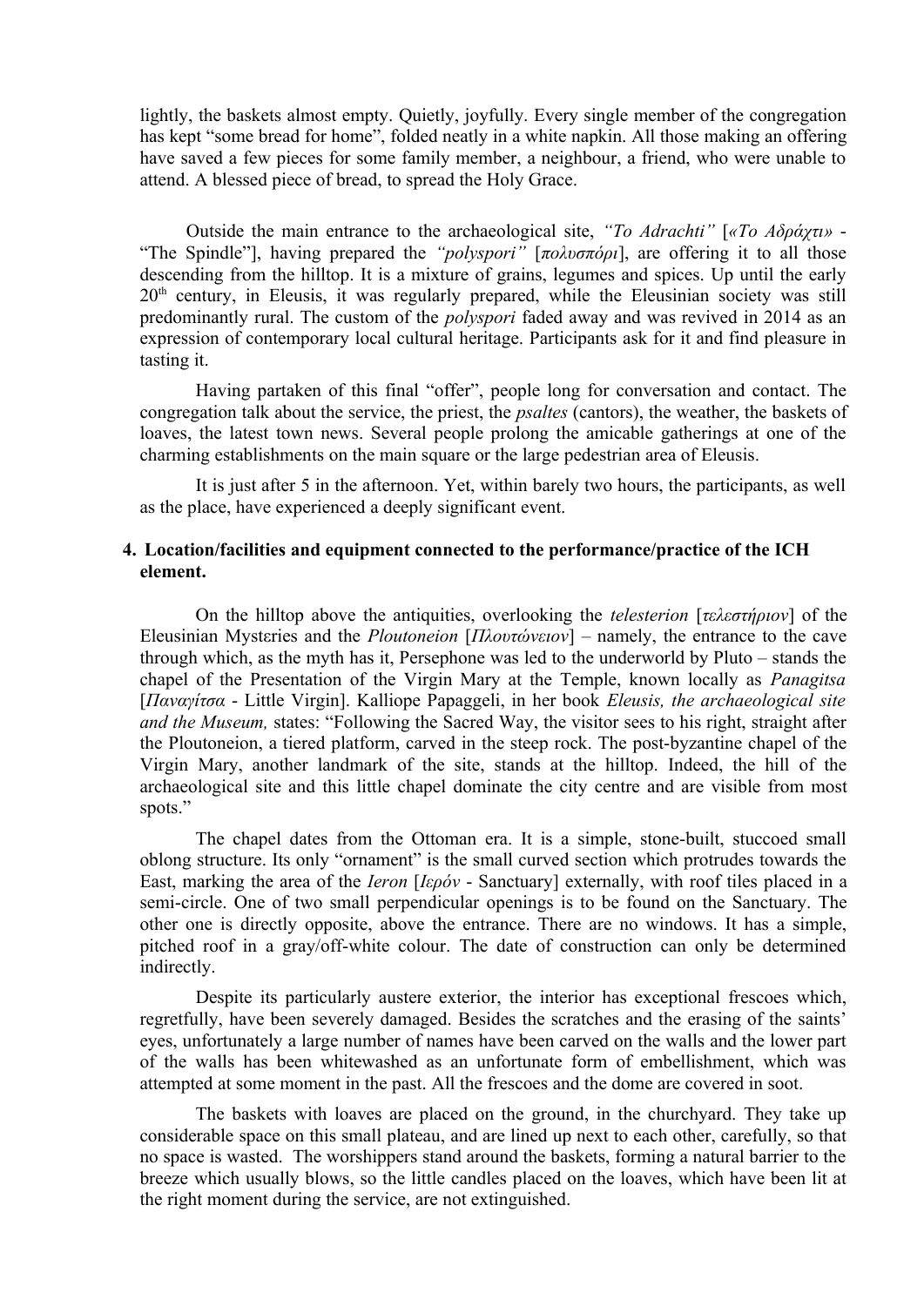lightly, the baskets almost empty. Quietly, joyfully. Every single member of the congregation has kept "some bread for home", folded neatly in a white napkin. All those making an offering have saved a few pieces for some family member, a neighbour, a friend, who were unable to attend. A blessed piece of bread, to spread the Holy Grace.

Outside the main entrance to the archaeological site, *"To Adrachti"* [*«Το Αδράχτι»* - "The Spindle"], having prepared the *"polyspori"* [*πολυσπόρι*], are offering it to all those descending from the hilltop. It is a mixture of grains, legumes and spices. Up until the early 20th century, in Eleusis, it was regularly prepared, while the Eleusinian society was still predominantly rural. The custom of the *polyspori* faded away and was revived in 2014 as an expression of contemporary local cultural heritage. Participants ask for it and find pleasure in tasting it.

Having partaken of this final "offer", people long for conversation and contact. The congregation talk about the service, the priest, the *psaltes* (cantors), the weather, the baskets of loaves, the latest town news. Several people prolong the amicable gatherings at one of the charming establishments on the main square or the large pedestrian area of Eleusis.

It is just after 5 in the afternoon. Yet, within barely two hours, the participants, as well as the place, have experienced a deeply significant event.

**4. Location/facilities and equipment connected to the performance/practice of the ICH element.**

On the hilltop above the antiquities, overlooking the *telesterion* [*τελεστήριον*] of the Eleusinian Mysteries and the *Ploutoneion* [*Πλουτώνειον*] – namely, the entrance to the cave through which, as the myth has it, Persephone was led to the underworld by Pluto – stands the chapel of the Presentation of the Virgin Mary at the Temple, known locally as *Panagitsa* [*Παναγίτσα* - Little Virgin]. Kalliope Papaggeli, in her book *Eleusis, the archaeological site and the Museum,* states: "Following the Sacred Way, the visitor sees to his right, straight after the Ploutoneion, a tiered platform, carved in the steep rock. The post-byzantine chapel of the Virgin Mary, another landmark of the site, stands at the hilltop. Indeed, the hill of the archaeological site and this little chapel dominate the city centre and are visible from most spots."

The chapel dates from the Ottoman era. It is a simple, stone-built, stuccoed small oblong structure. Its only "ornament" is the small curved section which protrudes towards the East, marking the area of the *Ieron* [*Ιερόν* - Sanctuary] externally, with roof tiles placed in a semi-circle. One of two small perpendicular openings is to be found on the Sanctuary. The other one is directly opposite, above the entrance. There are no windows. It has a simple, pitched roof in a gray/off-white colour. The date of construction can only be determined indirectly.

Despite its particularly austere exterior, the interior has exceptional frescoes which, regretfully, have been severely damaged. Besides the scratches and the erasing of the saints' eyes, unfortunately a large number of names have been carved on the walls and the lower part of the walls has been whitewashed as an unfortunate form of embellishment, which was attempted at some moment in the past. All the frescoes and the dome are covered in soot.

The baskets with loaves are placed on the ground, in the churchyard. They take up considerable space on this small plateau, and are lined up next to each other, carefully, so that no space is wasted. The worshippers stand around the baskets, forming a natural barrier to the breeze which usually blows, so the little candles placed on the loaves, which have been lit at the right moment during the service, are not extinguished.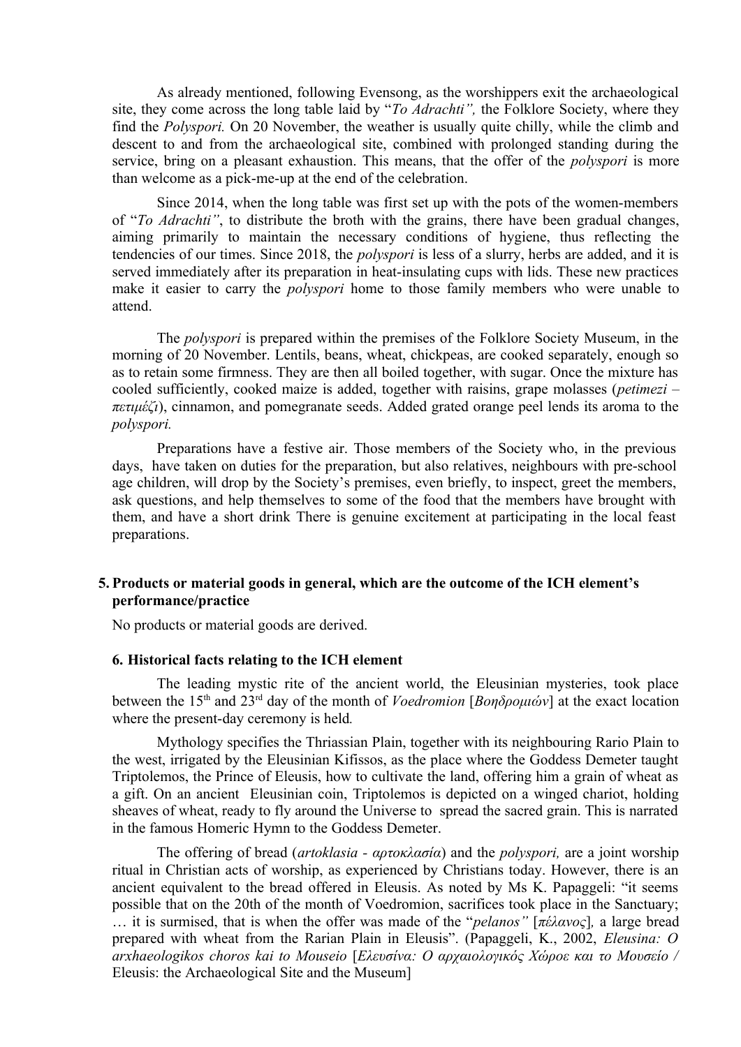As already mentioned, following Evensong, as the worshippers exit the archaeological site, they come across the long table laid by "*To Adrachti",* the Folklore Society, where they find the *Polyspori.* On 20 November, the weather is usually quite chilly, while the climb and descent to and from the archaeological site, combined with prolonged standing during the service, bring on a pleasant exhaustion. This means, that the offer of the *polyspori* is more than welcome as a pick-me-up at the end of the celebration.

Since 2014, when the long table was first set up with the pots of the women-members of "*To Adrachti"*, to distribute the broth with the grains, there have been gradual changes, aiming primarily to maintain the necessary conditions of hygiene, thus reflecting the tendencies of our times. Since 2018, the *polyspori* is less of a slurry, herbs are added, and it is served immediately after its preparation in heat-insulating cups with lids. These new practices make it easier to carry the *polyspori* home to those family members who were unable to attend.

The *polyspori* is prepared within the premises of the Folklore Society Museum, in the morning of 20 November. Lentils, beans, wheat, chickpeas, are cooked separately, enough so as to retain some firmness. They are then all boiled together, with sugar. Once the mixture has cooled sufficiently, cooked maize is added, together with raisins, grape molasses (*petimezi – πετιμέζι*), cinnamon, and pomegranate seeds. Added grated orange peel lends its aroma to the *polyspori.*

Preparations have a festive air. Those members of the Society who, in the previous days, have taken on duties for the preparation, but also relatives, neighbours with pre-school age children, will drop by the Society's premises, even briefly, to inspect, greet the members, ask questions, and help themselves to some of the food that the members have brought with them, and have a short drink There is genuine excitement at participating in the local feast preparations.

**5. Products or material goods in general, which are the outcome of the ICH element's performance/practice**

No products or material goods are derived.

**6. Historical facts relating to the ICH element**

The leading mystic rite of the ancient world, the Eleusinian mysteries, took place between the 15th and 23rd day of the month of *Voedromion* [*Βοηδρομιών*] at the exact location where the present-day ceremony is held*.*

Mythology specifies the Thriassian Plain, together with its neighbouring Rario Plain to the west, irrigated by the Eleusinian Kifissos, as the place where the Goddess Demeter taught Triptolemos, the Prince of Eleusis, how to cultivate the land, offering him a grain of wheat as a gift. On an ancient Eleusinian coin, Triptolemos is depicted on a winged chariot, holding sheaves of wheat, ready to fly around the Universe to spread the sacred grain. This is narrated in the famous Homeric Hymn to the Goddess Demeter.

The offering of bread (*artoklasia - αρτοκλασία*) and the *polyspori,* are a joint worship ritual in Christian acts of worship, as experienced by Christians today. However, there is an ancient equivalent to the bread offered in Eleusis. As noted by Ms K. Papaggeli: "it seems possible that on the 20th of the month of Voedromion, sacrifices took place in the Sanctuary; … it is surmised, that is when the offer was made of the "*pelanos"* [*πέλανος*]*,* a large bread prepared with wheat from the Rarian Plain in Eleusis". (Papaggeli, K., 2002, *Eleusina: O arxhaeologikos choros kai to Mouseio* [*Ελευσίνα: Ο αρχαιολογικός Χώροε και το Μουσείο* / Eleusis: the Archaeological Site and the Museum]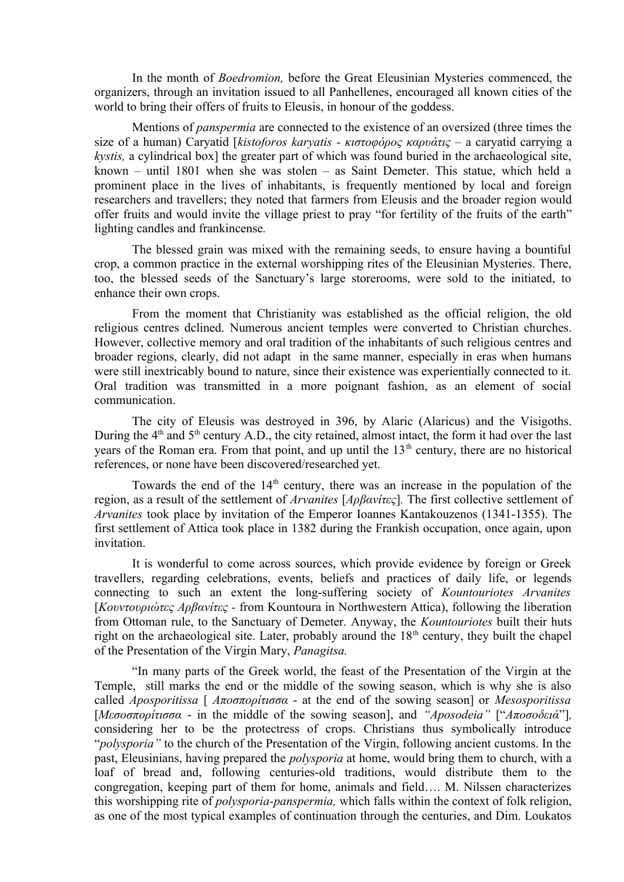In the month of *Boedromion,* before the Great Eleusinian Mysteries commenced, the organizers, through an invitation issued to all Panhellenes, encouraged all known cities of the world to bring their offers of fruits to Eleusis, in honour of the goddess.

Mentions of *panspermia* are connected to the existence of an oversized (three times the size of a human) Caryatid [*kistoforos karyatis - κιστοφόρος καρυάτις* – a caryatid carrying a *kystis,* a cylindrical box] the greater part of which was found buried in the archaeological site, known – until 1801 when she was stolen – as Saint Demeter. This statue, which held a prominent place in the lives of inhabitants, is frequently mentioned by local and foreign researchers and travellers; they noted that farmers from Eleusis and the broader region would offer fruits and would invite the village priest to pray "for fertility of the fruits of the earth" lighting candles and frankincense.

The blessed grain was mixed with the remaining seeds, to ensure having a bountiful crop, a common practice in the external worshipping rites of the Eleusinian Mysteries. There, too, the blessed seeds of the Sanctuary's large storerooms, were sold to the initiated, to enhance their own crops.

From the moment that Christianity was established as the official religion, the old religious centres dclined. Numerous ancient temples were converted to Christian churches. However, collective memory and oral tradition of the inhabitants of such religious centres and broader regions, clearly, did not adapt in the same manner, especially in eras when humans were still inextricably bound to nature, since their existence was experientially connected to it. Oral tradition was transmitted in a more poignant fashion, as an element of social communication.

The city of Eleusis was destroyed in 396, by Alaric (Alaricus) and the Visigoths. During the 4th and 5th century A.D., the city retained, almost intact, the form it had over the last years of the Roman era. From that point, and up until the 13th century, there are no historical references, or none have been discovered/researched yet.

Towards the end of the 14th century, there was an increase in the population of the region, as a result of the settlement of *Arvanites* [*Αρβανίτες*]. The first collective settlement of *Arvanites* took place by invitation of the Emperor Ioannes Kantakouzenos (1341-1355). The first settlement of Attica took place in 1382 during the Frankish occupation, once again, upon invitation.

It is wonderful to come across sources, which provide evidence by foreign or Greek travellers, regarding celebrations, events, beliefs and practices of daily life, or legends connecting to such an extent the long-suffering society of *Kountouriotes Arvanites* [*Κουντουριώτες Αρβανίτες* - from Kountoura in Northwestern Attica), following the liberation from Ottoman rule, to the Sanctuary of Demeter. Anyway, the *Kountouriotes* built their huts right on the archaeological site. Later, probably around the 18th century, they built the chapel of the Presentation of the Virgin Mary, *Panagitsa.*

"In many parts of the Greek world, the feast of the Presentation of the Virgin at the Temple, still marks the end or the middle of the sowing season, which is why she is also called *Aposporitissa* [ *Αποσπορίτισσα* - at the end of the sowing season] or *Mesosporitissa* [*Μεσοσπορίτισσα* - in the middle of the sowing season], and *"Aposodeia"* ["*Αποσοδειά*"], considering her to be the protectress of crops. Christians thus symbolically introduce "*polysporia"* to the church of the Presentation of the Virgin, following ancient customs. In the past, Eleusinians, having prepared the *polysporia* at home, would bring them to church, with a loaf of bread and, following centuries-old traditions, would distribute them to the congregation, keeping part of them for home, animals and field…. M. Nilssen characterizes this worshipping rite of *polysporia-panspermia,* which falls within the context of folk religion, as one of the most typical examples of continuation through the centuries, and Dim. Loukatos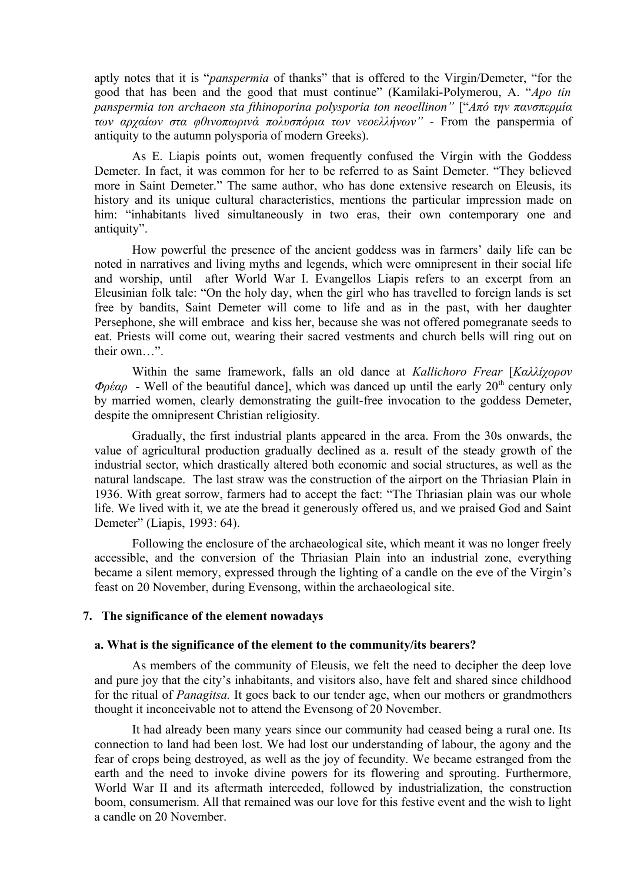aptly notes that it is "*panspermia* of thanks" that is offered to the Virgin/Demeter, "for the good that has been and the good that must continue" (Kamilaki-Polymerou, A. "*Apo tin panspermia ton archaeon sta fthinoporina polysporia ton neoellinon"* ["*Από την πανσπερμία των αρχαίων στα φθινοπωρινά πολυσπόρια των νεοελλήνων"* - From the panspermia of antiquity to the autumn polysporia of modern Greeks).

As E. Liapis points out, women frequently confused the Virgin with the Goddess Demeter. In fact, it was common for her to be referred to as Saint Demeter. "They believed more in Saint Demeter." The same author, who has done extensive research on Eleusis, its history and its unique cultural characteristics, mentions the particular impression made on him: "inhabitants lived simultaneously in two eras, their own contemporary one and antiquity".

How powerful the presence of the ancient goddess was in farmers' daily life can be noted in narratives and living myths and legends, which were omnipresent in their social life and worship, until after World War I. Evangellos Liapis refers to an excerpt from an Eleusinian folk tale: "On the holy day, when the girl who has travelled to foreign lands is set free by bandits, Saint Demeter will come to life and as in the past, with her daughter Persephone, she will embrace and kiss her, because she was not offered pomegranate seeds to eat. Priests will come out, wearing their sacred vestments and church bells will ring out on their own…".

Within the same framework, falls an old dance at *Kallichoro Frear* [*Καλλίχορον Φρέαρ* - Well of the beautiful dance], which was danced up until the early 20th century only by married women, clearly demonstrating the guilt-free invocation to the goddess Demeter, despite the omnipresent Christian religiosity.

Gradually, the first industrial plants appeared in the area. From the 30s onwards, the value of agricultural production gradually declined as a. result of the steady growth of the industrial sector, which drastically altered both economic and social structures, as well as the natural landscape. The last straw was the construction of the airport on the Thriasian Plain in 1936. With great sorrow, farmers had to accept the fact: "The Thriasian plain was our whole life. We lived with it, we ate the bread it generously offered us, and we praised God and Saint Demeter" (Liapis, 1993: 64).

Following the enclosure of the archaeological site, which meant it was no longer freely accessible, and the conversion of the Thriasian Plain into an industrial zone, everything became a silent memory, expressed through the lighting of a candle on the eve of the Virgin's feast on 20 November, during Evensong, within the archaeological site.

## 7. The significance of the element nowadays

### a. What is the significance of the element to the community/its bearers?

As members of the community of Eleusis, we felt the need to decipher the deep love and pure joy that the city's inhabitants, and visitors also, have felt and shared since childhood for the ritual of *Panagitsa.* It goes back to our tender age, when our mothers or grandmothers thought it inconceivable not to attend the Evensong of 20 November.

It had already been many years since our community had ceased being a rural one. Its connection to land had been lost. We had lost our understanding of labour, the agony and the fear of crops being destroyed, as well as the joy of fecundity. We became estranged from the earth and the need to invoke divine powers for its flowering and sprouting. Furthermore, World War II and its aftermath interceded, followed by industrialization, the construction boom, consumerism. All that remained was our love for this festive event and the wish to light a candle on 20 November.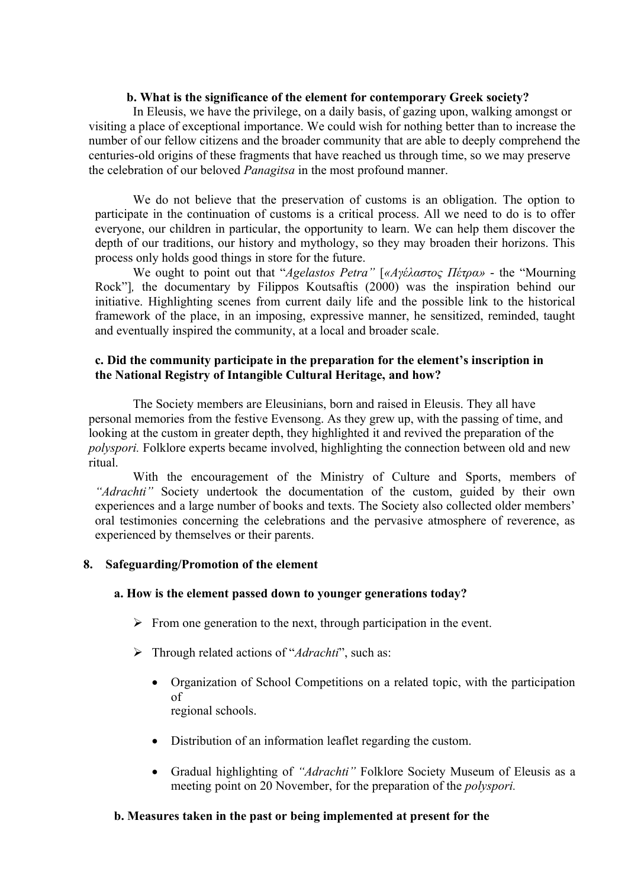### b. What is the significance of the element for contemporary Greek society?

In Eleusis, we have the privilege, on a daily basis, of gazing upon, walking amongst or visiting a place of exceptional importance. We could wish for nothing better than to increase the number of our fellow citizens and the broader community that are able to deeply comprehend the centuries-old origins of these fragments that have reached us through time, so we may preserve the celebration of our beloved *Panagitsa* in the most profound manner.

We do not believe that the preservation of customs is an obligation. The option to participate in the continuation of customs is a critical process. All we need to do is to offer everyone, our children in particular, the opportunity to learn. We can help them discover the depth of our traditions, our history and mythology, so they may broaden their horizons. This process only holds good things in store for the future.

We ought to point out that "*Agelastos Petra"* [*«Αγέλαστος Πέτρα»* - the "Mourning Rock"], the documentary by Filippos Koutsaftis (2000) was the inspiration behind our initiative. Highlighting scenes from current daily life and the possible link to the historical framework of the place, in an imposing, expressive manner, he sensitized, reminded, taught and eventually inspired the community, at a local and broader scale.

### c. Did the community participate in the preparation for the element's inscription in the National Registry of Intangible Cultural Heritage, and how?

The Society members are Eleusinians, born and raised in Eleusis. They all have personal memories from the festive Evensong. As they grew up, with the passing of time, and looking at the custom in greater depth, they highlighted it and revived the preparation of the *polyspori.* Folklore experts became involved, highlighting the connection between old and new ritual.

With the encouragement of the Ministry of Culture and Sports, members of *"Adrachti"* Society undertook the documentation of the custom, guided by their own experiences and a large number of books and texts. The Society also collected older members' oral testimonies concerning the celebrations and the pervasive atmosphere of reverence, as experienced by themselves or their parents.

## 8. Safeguarding/Promotion of the element

### a. How is the element passed down to younger generations today?

- From one generation to the next, through participation in the event.
- Through related actions of "*Adrachti*", such as:
  - Organization of School Competitions on a related topic, with the participation of regional schools.
  - Distribution of an information leaflet regarding the custom.
  - Gradual highlighting of *"Adrachti"* Folklore Society Museum of Eleusis as a meeting point on 20 November, for the preparation of the *polyspori.*

### b. Measures taken in the past or being implemented at present for the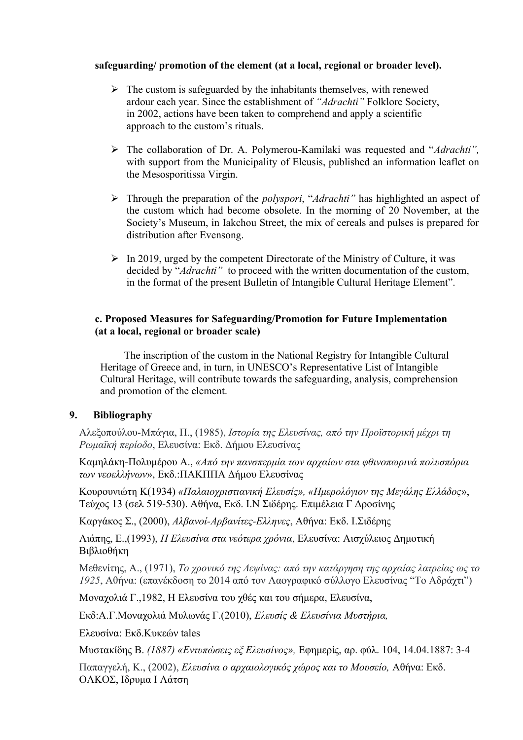**safeguarding/ promotion of the element (at a local, regional or broader level).**

- The custom is safeguarded by the inhabitants themselves, with renewed ardour each year. Since the establishment of *"Adrachti"* Folklore Society, in 2002, actions have been taken to comprehend and apply a scientific approach to the custom's rituals.

- The collaboration of Dr. A. Polymerou-Kamilaki was requested and "*Adrachti",* with support from the Municipality of Eleusis, published an information leaflet on the Mesosporitissa Virgin.

- Through the preparation of the *polyspori*, "*Adrachti"* has highlighted an aspect of the custom which had become obsolete. In the morning of 20 November, at the Society's Museum, in Iakchou Street, the mix of cereals and pulses is prepared for distribution after Evensong.

- In 2019, urged by the competent Directorate of the Ministry of Culture, it was decided by "*Adrachti"* to proceed with the written documentation of the custom, in the format of the present Bulletin of Intangible Cultural Heritage Element".

**c. Proposed Measures for Safeguarding/Promotion for Future Implementation (at a local, regional or broader scale)**

The inscription of the custom in the National Registry for Intangible Cultural Heritage of Greece and, in turn, in UNESCO's Representative List of Intangible Cultural Heritage, will contribute towards the safeguarding, analysis, comprehension and promotion of the element.

## 9. Bibliography

Αλεξοπούλου-Μπάγια, Π., (1985), *Ιστορία της Ελευσίνας, από την Προϊστορική μέχρι τη Ρωμαϊκή περίοδο*, Ελευσίνα: Εκδ. Δήμου Ελευσίνας

Καμηλάκη-Πολυμέρου Α., *«Από την πανσπερμία των αρχαίων στα φθινοπωρινά πολυσπόρια των νεοελλήνων»*, Εκδ.:ΠΑΚΠΠΑ Δήμου Ελευσίνας

Κουρουνιώτη Κ(1934) *«Παλαιοχριστιανική Ελευσίς», «Ημερολόγιον της Μεγάλης Ελλάδος»*, Τεύχος 13 (σελ 519-530). Αθήνα, Εκδ. Ι.Ν Σιδέρης. Επιμέλεια Γ Δροσίνης

Καργάκος Σ., (2000), *Αλβανοί-Αρβανίτες-Ελληνες*, Αθήνα: Εκδ. Ι.Σιδέρης

Λιάπης, Ε.,(1993), *Η Ελευσίνα στα νεότερα χρόνια*, Ελευσίνα: Αισχύλειος Δημοτική Βιβλιοθήκη

Μεθενίτης, Α., (1971), *Το χρονικό της Λεψίνας: από την κατάργηση της αρχαίας λατρείας ως το 1925*, Αθήνα: (επανέκδοση το 2014 από τον Λαογραφικό σύλλογο Ελευσίνας "Το Αδράχτι")

Μοναχολιά Γ.,1982, Η Ελευσίνα του χθές και του σήμερα, Ελευσίνα,

Εκδ:Α.Γ.Μοναχολιά Μυλωνάς Γ.(2010), *Ελευσίς & Ελευσίνια Μυστήρια,*

Ελευσίνα: Εκδ.Κυκεών tales

Μυστακίδης Β. *(1887) «Εντυπώσεις εξ Ελευσίνος»,* Εφημερίς, αρ. φύλ. 104, 14.04.1887: 3-4

Παπαγγελή, Κ., (2002), *Ελευσίνα ο αρχαιολογικός χώρος και το Μουσείο,* Αθήνα: Εκδ. ΟΛΚΟΣ, Ιδρυμα Ι Λάτση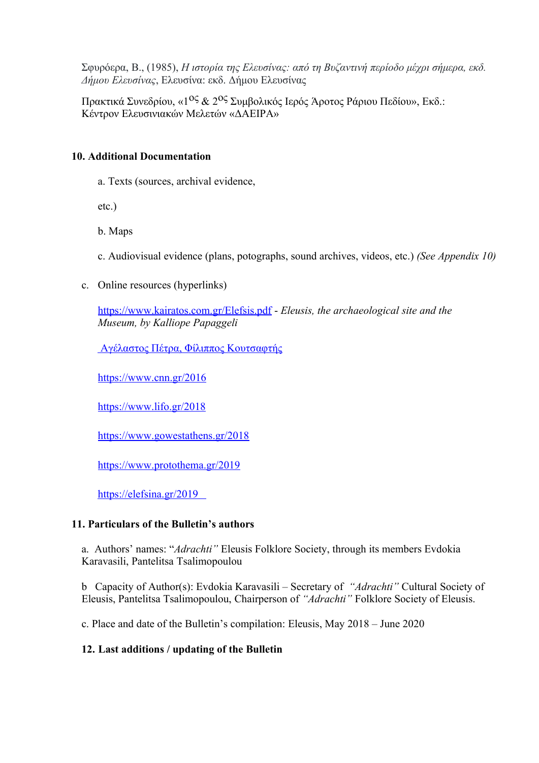Σφυρόερα, Β., (1985), *Η ιστορία της Ελευσίνας: από τη Βυζαντινή περίοδο μέχρι σήμερα, εκδ. Δήμου Ελευσίνας*, Ελευσίνα: εκδ. Δήμου Ελευσίνας

Πρακτικά Συνεδρίου, «1[ος] & 2[ος] Συμβολικός Ιερός Άροτος Ράριου Πεδίου», Εκδ.: Κέντρον Ελευσινιακών Μελετών «ΔΑΕΙΡΑ»

**10. Additional Documentation**

a. Texts (sources, archival evidence,

etc.)

b. Maps

c. Audiovisual evidence (plans, potographs, sound archives, videos, etc.) *(See Appendix 10)*

c. Online resources (hyperlinks)

https://www.kairatos.com.gr/Elefsis.pdf - *Eleusis, the archaeological site and the Museum, by Kalliope Papaggeli*

Αγέλαστος Πέτρα, Φίλιππος Κουτσαφτής

https://www.cnn.gr/2016

https://www.lifo.gr/2018

https://www.gowestathens.gr/2018

https://www.protothema.gr/2019

https://elefsina.gr/2019

**11. Particulars of the Bulletin's authors**

a. Authors' names: "*Adrachti"* Eleusis Folklore Society, through its members Evdokia Karavasili, Pantelitsa Tsalimopoulou

b Capacity of Author(s): Evdokia Karavasili – Secretary of *"Adrachti"* Cultural Society of Eleusis, Pantelitsa Tsalimopoulou, Chairperson of *"Adrachti"* Folklore Society of Eleusis.

c. Place and date of the Bulletin's compilation: Eleusis, May 2018 – June 2020

**12. Last additions / updating of the Bulletin**